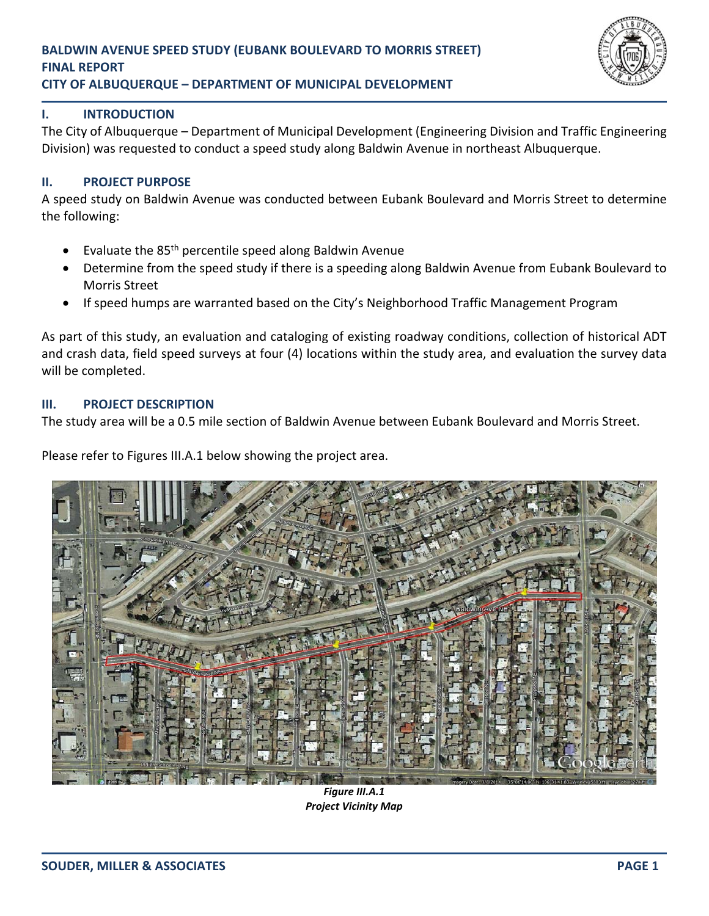# BALDWIN AVENUE SPEED STUDY (EUBANK BOULEVARD TO MORRIS STREET)
# FINAL REPORT
# CITY OF ALBUQUERQUE – DEPARTMENT OF MUNICIPAL DEVELOPMENT

## I. INTRODUCTION

The City of Albuquerque – Department of Municipal Development (Engineering Division and Traffic Engineering Division) was requested to conduct a speed study along Baldwin Avenue in northeast Albuquerque.

## II. PROJECT PURPOSE

A speed study on Baldwin Avenue was conducted between Eubank Boulevard and Morris Street to determine the following:

- Evaluate the 85th percentile speed along Baldwin Avenue
- Determine from the speed study if there is a speeding along Baldwin Avenue from Eubank Boulevard to Morris Street
- If speed humps are warranted based on the City's Neighborhood Traffic Management Program

As part of this study, an evaluation and cataloging of existing roadway conditions, collection of historical ADT and crash data, field speed surveys at four (4) locations within the study area, and evaluation the survey data will be completed.

## III. PROJECT DESCRIPTION

The study area will be a 0.5 mile section of Baldwin Avenue between Eubank Boulevard and Morris Street.

Please refer to Figures III.A.1 below showing the project area.

***Figure III.A.1***
***Project Vicinity Map***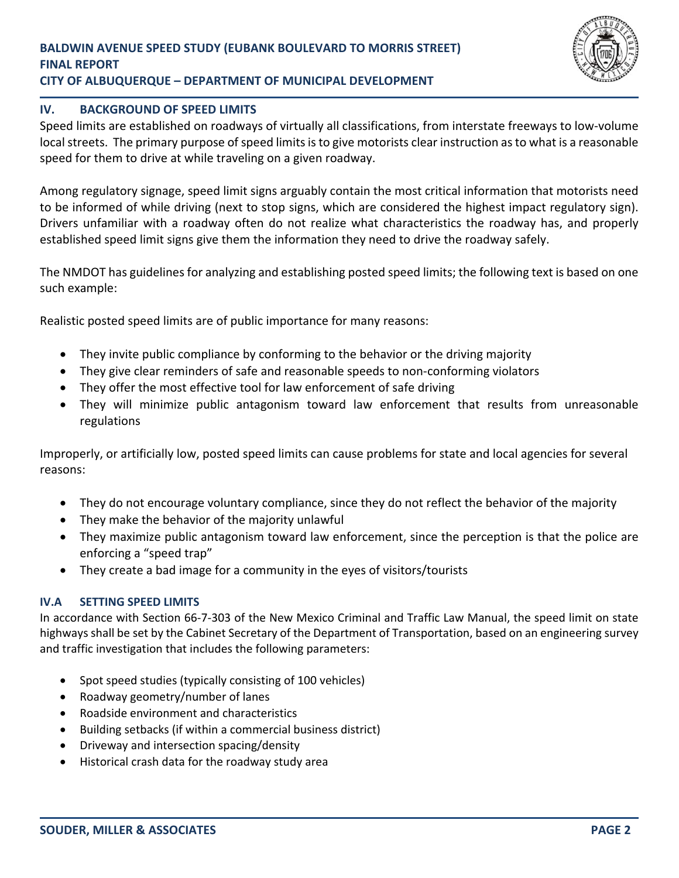## IV. BACKGROUND OF SPEED LIMITS

Speed limits are established on roadways of virtually all classifications, from interstate freeways to low-volume local streets. The primary purpose of speed limits is to give motorists clear instruction as to what is a reasonable speed for them to drive at while traveling on a given roadway.

Among regulatory signage, speed limit signs arguably contain the most critical information that motorists need to be informed of while driving (next to stop signs, which are considered the highest impact regulatory sign). Drivers unfamiliar with a roadway often do not realize what characteristics the roadway has, and properly established speed limit signs give them the information they need to drive the roadway safely.

The NMDOT has guidelines for analyzing and establishing posted speed limits; the following text is based on one such example:

Realistic posted speed limits are of public importance for many reasons:

- They invite public compliance by conforming to the behavior or the driving majority
- They give clear reminders of safe and reasonable speeds to non-conforming violators
- They offer the most effective tool for law enforcement of safe driving
- They will minimize public antagonism toward law enforcement that results from unreasonable regulations

Improperly, or artificially low, posted speed limits can cause problems for state and local agencies for several reasons:

- They do not encourage voluntary compliance, since they do not reflect the behavior of the majority
- They make the behavior of the majority unlawful
- They maximize public antagonism toward law enforcement, since the perception is that the police are enforcing a "speed trap"
- They create a bad image for a community in the eyes of visitors/tourists

### IV.A SETTING SPEED LIMITS

In accordance with Section 66-7-303 of the New Mexico Criminal and Traffic Law Manual, the speed limit on state highways shall be set by the Cabinet Secretary of the Department of Transportation, based on an engineering survey and traffic investigation that includes the following parameters:

- Spot speed studies (typically consisting of 100 vehicles)
- Roadway geometry/number of lanes
- Roadside environment and characteristics
- Building setbacks (if within a commercial business district)
- Driveway and intersection spacing/density
- Historical crash data for the roadway study area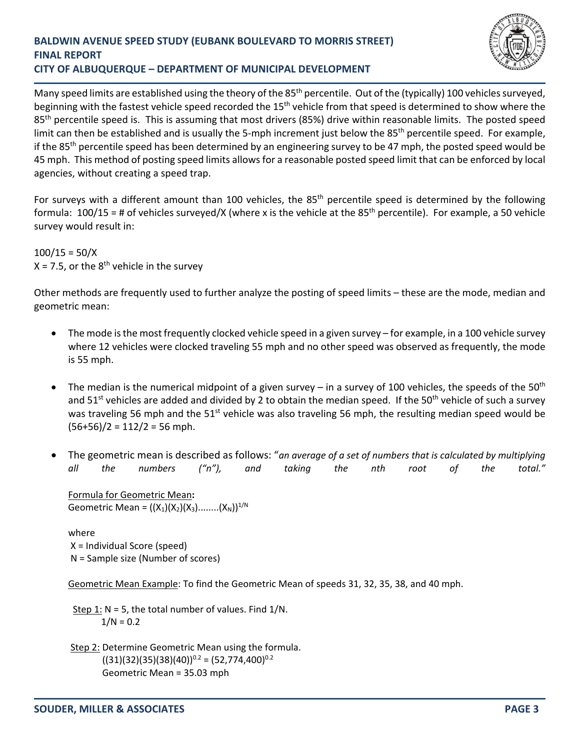Many speed limits are established using the theory of the 85th percentile. Out of the (typically) 100 vehicles surveyed, beginning with the fastest vehicle speed recorded the 15th vehicle from that speed is determined to show where the 85th percentile speed is. This is assuming that most drivers (85%) drive within reasonable limits. The posted speed limit can then be established and is usually the 5-mph increment just below the 85th percentile speed. For example, if the 85th percentile speed has been determined by an engineering survey to be 47 mph, the posted speed would be 45 mph. This method of posting speed limits allows for a reasonable posted speed limit that can be enforced by local agencies, without creating a speed trap.

For surveys with a different amount than 100 vehicles, the 85th percentile speed is determined by the following formula: 100/15 = # of vehicles surveyed/X (where x is the vehicle at the 85th percentile). For example, a 50 vehicle survey would result in:

$100/15 = 50/X$
$X = 7.5$, or the 8th vehicle in the survey

Other methods are frequently used to further analyze the posting of speed limits – these are the mode, median and geometric mean:

- The mode is the most frequently clocked vehicle speed in a given survey – for example, in a 100 vehicle survey where 12 vehicles were clocked traveling 55 mph and no other speed was observed as frequently, the mode is 55 mph.

- The median is the numerical midpoint of a given survey – in a survey of 100 vehicles, the speeds of the 50th and 51st vehicles are added and divided by 2 to obtain the median speed. If the 50th vehicle of such a survey was traveling 56 mph and the 51st vehicle was also traveling 56 mph, the resulting median speed would be $(56+56)/2 = 112/2 = 56$ mph.

- The geometric mean is described as follows: "*an average of a set of numbers that is calculated by multiplying all the numbers ("n"), and taking the nth root of the total.*"

  **Formula for Geometric Mean:**
  Geometric Mean = $((X_1)(X_2)(X_3)........(X_N))^{1/N}$

  where
  X = Individual Score (speed)
  N = Sample size (Number of scores)

  Geometric Mean Example: To find the Geometric Mean of speeds 31, 32, 35, 38, and 40 mph.

  Step 1: N = 5, the total number of values. Find 1/N.
  $1/N = 0.2$

  Step 2: Determine Geometric Mean using the formula.
  $((31)(32)(35)(38)(40))^{0.2} = (52{,}774{,}400)^{0.2}$
  Geometric Mean = 35.03 mph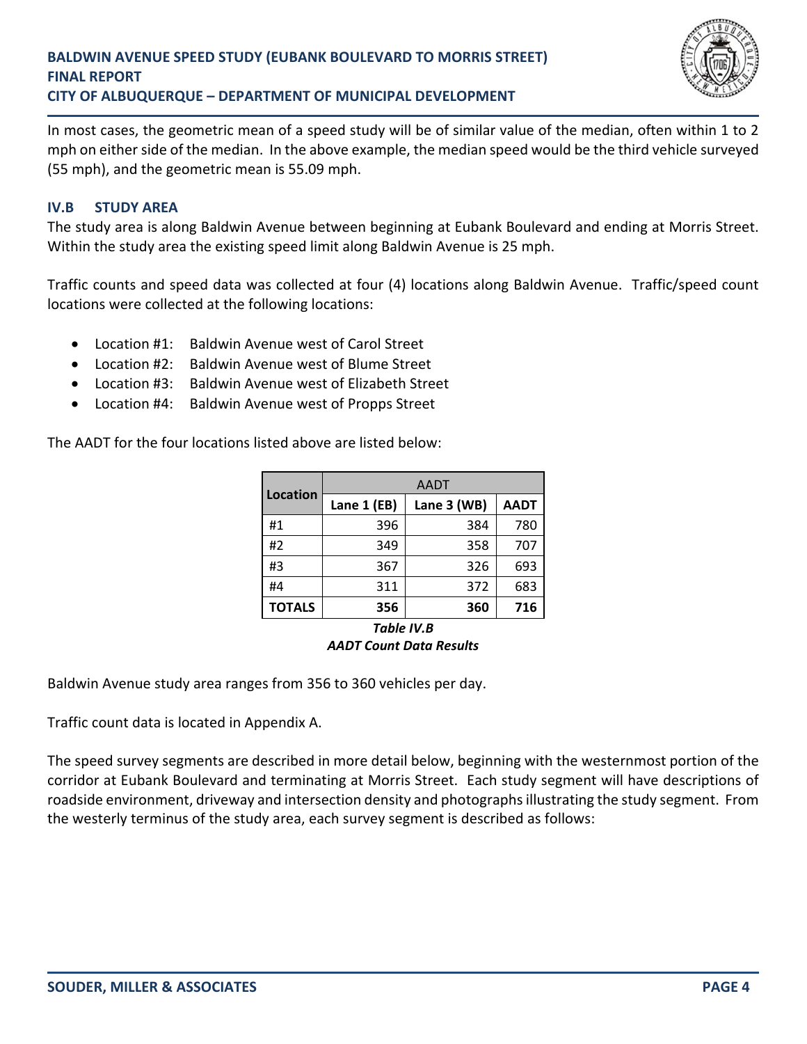In most cases, the geometric mean of a speed study will be of similar value of the median, often within 1 to 2 mph on either side of the median. In the above example, the median speed would be the third vehicle surveyed (55 mph), and the geometric mean is 55.09 mph.

### IV.B STUDY AREA

The study area is along Baldwin Avenue between beginning at Eubank Boulevard and ending at Morris Street. Within the study area the existing speed limit along Baldwin Avenue is 25 mph.

Traffic counts and speed data was collected at four (4) locations along Baldwin Avenue. Traffic/speed count locations were collected at the following locations:

- Location #1: Baldwin Avenue west of Carol Street
- Location #2: Baldwin Avenue west of Blume Street
- Location #3: Baldwin Avenue west of Elizabeth Street
- Location #4: Baldwin Avenue west of Propps Street

The AADT for the four locations listed above are listed below:

| Location | AADT | | |
|---|---|---|---|
| | Lane 1 (EB) | Lane 3 (WB) | AADT |
| #1 | 396 | 384 | 780 |
| #2 | 349 | 358 | 707 |
| #3 | 367 | 326 | 693 |
| #4 | 311 | 372 | 683 |
| **TOTALS** | **356** | **360** | **716** |

***Table IV.B***
***AADT Count Data Results***

Baldwin Avenue study area ranges from 356 to 360 vehicles per day.

Traffic count data is located in Appendix A.

The speed survey segments are described in more detail below, beginning with the westernmost portion of the corridor at Eubank Boulevard and terminating at Morris Street. Each study segment will have descriptions of roadside environment, driveway and intersection density and photographs illustrating the study segment. From the westerly terminus of the study area, each survey segment is described as follows: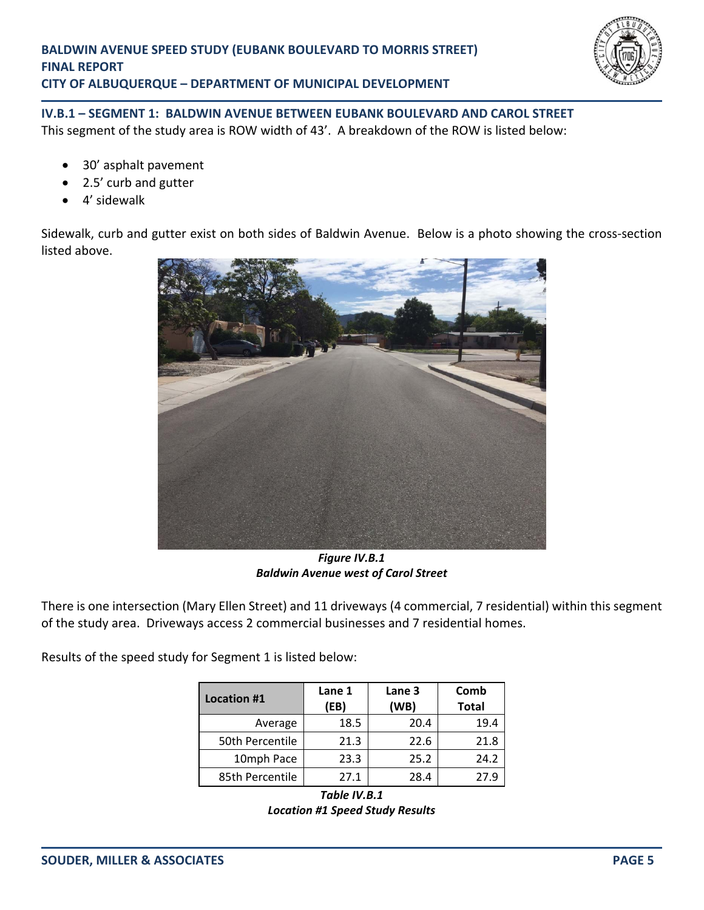### IV.B.1 – SEGMENT 1: BALDWIN AVENUE BETWEEN EUBANK BOULEVARD AND CAROL STREET

This segment of the study area is ROW width of 43'. A breakdown of the ROW is listed below:

- 30' asphalt pavement
- 2.5' curb and gutter
- 4' sidewalk

Sidewalk, curb and gutter exist on both sides of Baldwin Avenue. Below is a photo showing the cross-section listed above.

***Figure IV.B.1***
***Baldwin Avenue west of Carol Street***

There is one intersection (Mary Ellen Street) and 11 driveways (4 commercial, 7 residential) within this segment of the study area. Driveways access 2 commercial businesses and 7 residential homes.

Results of the speed study for Segment 1 is listed below:

| Location #1 | Lane 1 (EB) | Lane 3 (WB) | Comb Total |
|---|---|---|---|
| Average | 18.5 | 20.4 | 19.4 |
| 50th Percentile | 21.3 | 22.6 | 21.8 |
| 10mph Pace | 23.3 | 25.2 | 24.2 |
| 85th Percentile | 27.1 | 28.4 | 27.9 |

***Table IV.B.1***
***Location #1 Speed Study Results***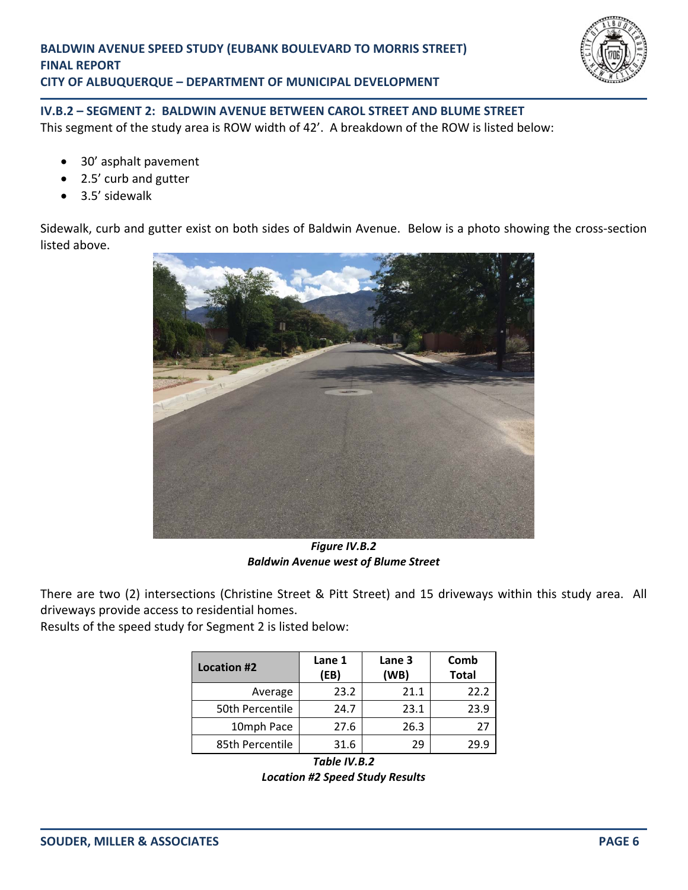### IV.B.2 – SEGMENT 2: BALDWIN AVENUE BETWEEN CAROL STREET AND BLUME STREET

This segment of the study area is ROW width of 42'. A breakdown of the ROW is listed below:

- 30' asphalt pavement
- 2.5' curb and gutter
- 3.5' sidewalk

Sidewalk, curb and gutter exist on both sides of Baldwin Avenue. Below is a photo showing the cross-section listed above.

***Figure IV.B.2***
***Baldwin Avenue west of Blume Street***

There are two (2) intersections (Christine Street & Pitt Street) and 15 driveways within this study area. All driveways provide access to residential homes.

Results of the speed study for Segment 2 is listed below:

| Location #2 | Lane 1 (EB) | Lane 3 (WB) | Comb Total |
|---|---|---|---|
| Average | 23.2 | 21.1 | 22.2 |
| 50th Percentile | 24.7 | 23.1 | 23.9 |
| 10mph Pace | 27.6 | 26.3 | 27 |
| 85th Percentile | 31.6 | 29 | 29.9 |

***Table IV.B.2***
***Location #2 Speed Study Results***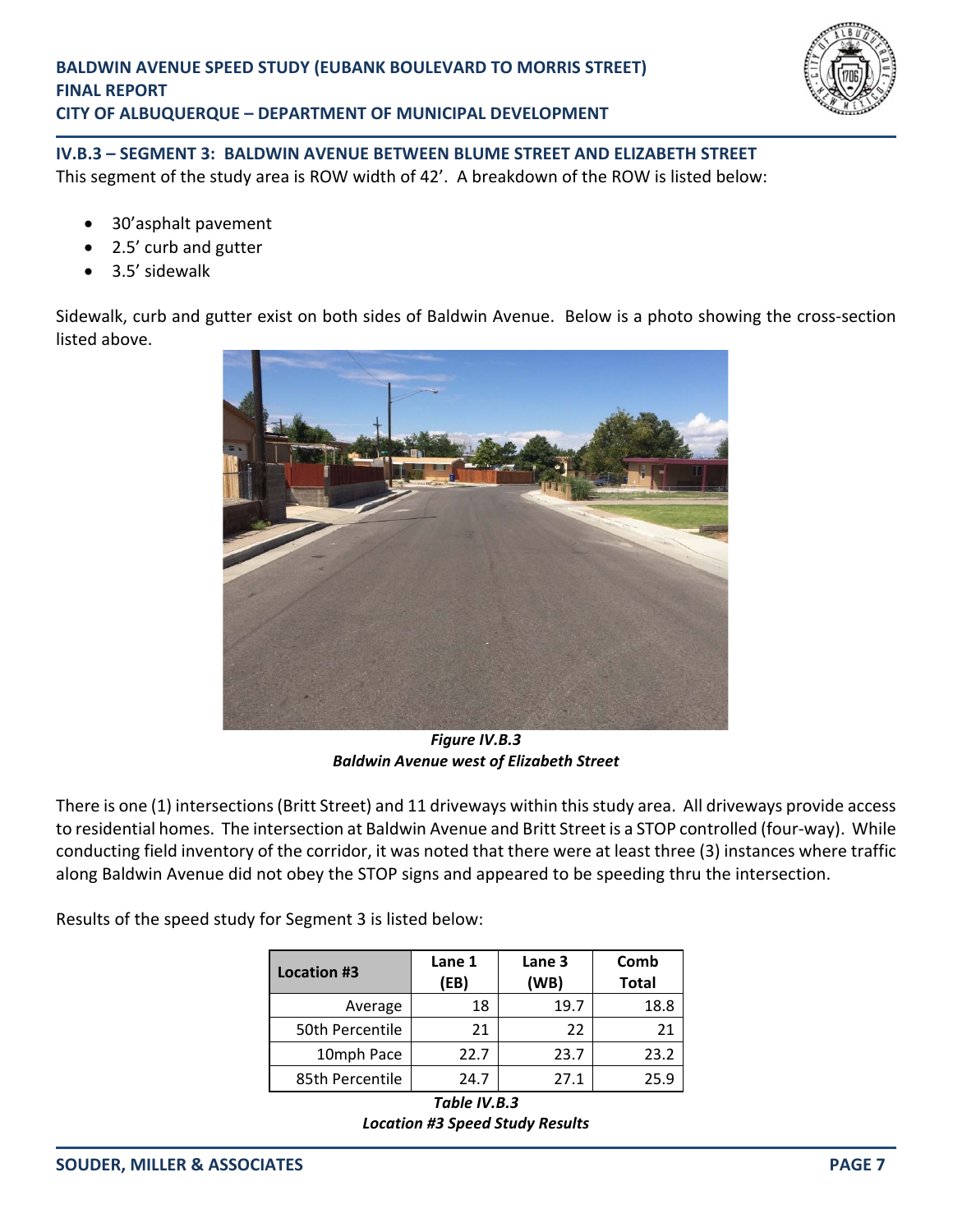### IV.B.3 – SEGMENT 3: BALDWIN AVENUE BETWEEN BLUME STREET AND ELIZABETH STREET

This segment of the study area is ROW width of 42'. A breakdown of the ROW is listed below:

- 30'asphalt pavement
- 2.5' curb and gutter
- 3.5' sidewalk

Sidewalk, curb and gutter exist on both sides of Baldwin Avenue. Below is a photo showing the cross-section listed above.

***Figure IV.B.3***
***Baldwin Avenue west of Elizabeth Street***

There is one (1) intersections (Britt Street) and 11 driveways within this study area. All driveways provide access to residential homes. The intersection at Baldwin Avenue and Britt Street is a STOP controlled (four-way). While conducting field inventory of the corridor, it was noted that there were at least three (3) instances where traffic along Baldwin Avenue did not obey the STOP signs and appeared to be speeding thru the intersection.

Results of the speed study for Segment 3 is listed below:

| Location #3 | Lane 1 (EB) | Lane 3 (WB) | Comb Total |
|---|---|---|---|
| Average | 18 | 19.7 | 18.8 |
| 50th Percentile | 21 | 22 | 21 |
| 10mph Pace | 22.7 | 23.7 | 23.2 |
| 85th Percentile | 24.7 | 27.1 | 25.9 |

***Table IV.B.3***
***Location #3 Speed Study Results***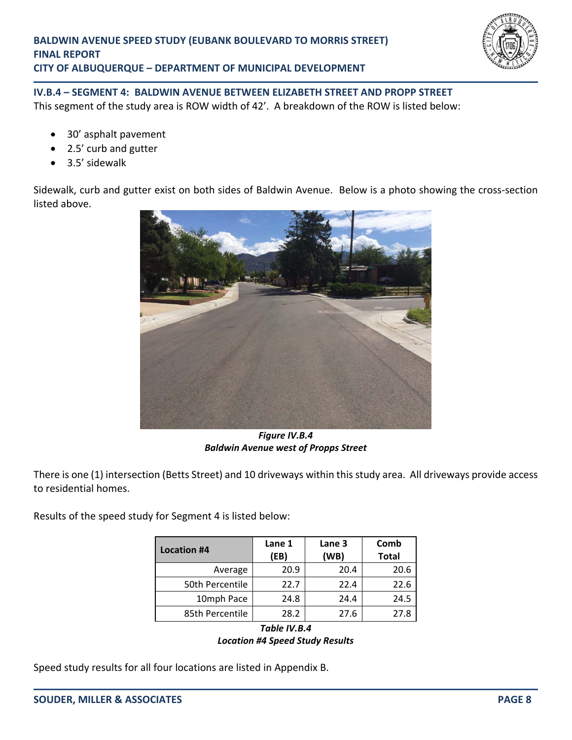### IV.B.4 – SEGMENT 4: BALDWIN AVENUE BETWEEN ELIZABETH STREET AND PROPP STREET

This segment of the study area is ROW width of 42'. A breakdown of the ROW is listed below:

- 30' asphalt pavement
- 2.5' curb and gutter
- 3.5' sidewalk

Sidewalk, curb and gutter exist on both sides of Baldwin Avenue. Below is a photo showing the cross-section listed above.

***Figure IV.B.4***
***Baldwin Avenue west of Propps Street***

There is one (1) intersection (Betts Street) and 10 driveways within this study area. All driveways provide access to residential homes.

Results of the speed study for Segment 4 is listed below:

| Location #4 | Lane 1 (EB) | Lane 3 (WB) | Comb Total |
|---|---|---|---|
| Average | 20.9 | 20.4 | 20.6 |
| 50th Percentile | 22.7 | 22.4 | 22.6 |
| 10mph Pace | 24.8 | 24.4 | 24.5 |
| 85th Percentile | 28.2 | 27.6 | 27.8 |

***Table IV.B.4***
***Location #4 Speed Study Results***

Speed study results for all four locations are listed in Appendix B.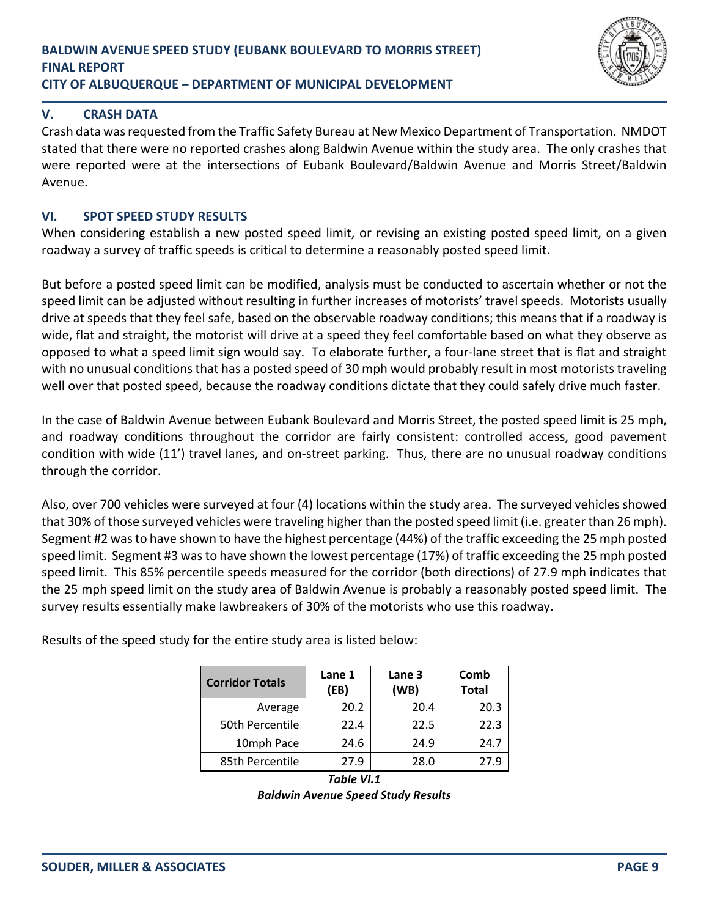## V. CRASH DATA

Crash data was requested from the Traffic Safety Bureau at New Mexico Department of Transportation. NMDOT stated that there were no reported crashes along Baldwin Avenue within the study area. The only crashes that were reported were at the intersections of Eubank Boulevard/Baldwin Avenue and Morris Street/Baldwin Avenue.

## VI. SPOT SPEED STUDY RESULTS

When considering establish a new posted speed limit, or revising an existing posted speed limit, on a given roadway a survey of traffic speeds is critical to determine a reasonably posted speed limit.

But before a posted speed limit can be modified, analysis must be conducted to ascertain whether or not the speed limit can be adjusted without resulting in further increases of motorists' travel speeds. Motorists usually drive at speeds that they feel safe, based on the observable roadway conditions; this means that if a roadway is wide, flat and straight, the motorist will drive at a speed they feel comfortable based on what they observe as opposed to what a speed limit sign would say. To elaborate further, a four-lane street that is flat and straight with no unusual conditions that has a posted speed of 30 mph would probably result in most motorists traveling well over that posted speed, because the roadway conditions dictate that they could safely drive much faster.

In the case of Baldwin Avenue between Eubank Boulevard and Morris Street, the posted speed limit is 25 mph, and roadway conditions throughout the corridor are fairly consistent: controlled access, good pavement condition with wide (11') travel lanes, and on-street parking. Thus, there are no unusual roadway conditions through the corridor.

Also, over 700 vehicles were surveyed at four (4) locations within the study area. The surveyed vehicles showed that 30% of those surveyed vehicles were traveling higher than the posted speed limit (i.e. greater than 26 mph). Segment #2 was to have shown to have the highest percentage (44%) of the traffic exceeding the 25 mph posted speed limit. Segment #3 was to have shown the lowest percentage (17%) of traffic exceeding the 25 mph posted speed limit. This 85% percentile speeds measured for the corridor (both directions) of 27.9 mph indicates that the 25 mph speed limit on the study area of Baldwin Avenue is probably a reasonably posted speed limit. The survey results essentially make lawbreakers of 30% of the motorists who use this roadway.

Results of the speed study for the entire study area is listed below:

| Corridor Totals | Lane 1 (EB) | Lane 3 (WB) | Comb Total |
|---|---|---|---|
| Average | 20.2 | 20.4 | 20.3 |
| 50th Percentile | 22.4 | 22.5 | 22.3 |
| 10mph Pace | 24.6 | 24.9 | 24.7 |
| 85th Percentile | 27.9 | 28.0 | 27.9 |

***Table VI.1***

***Baldwin Avenue Speed Study Results***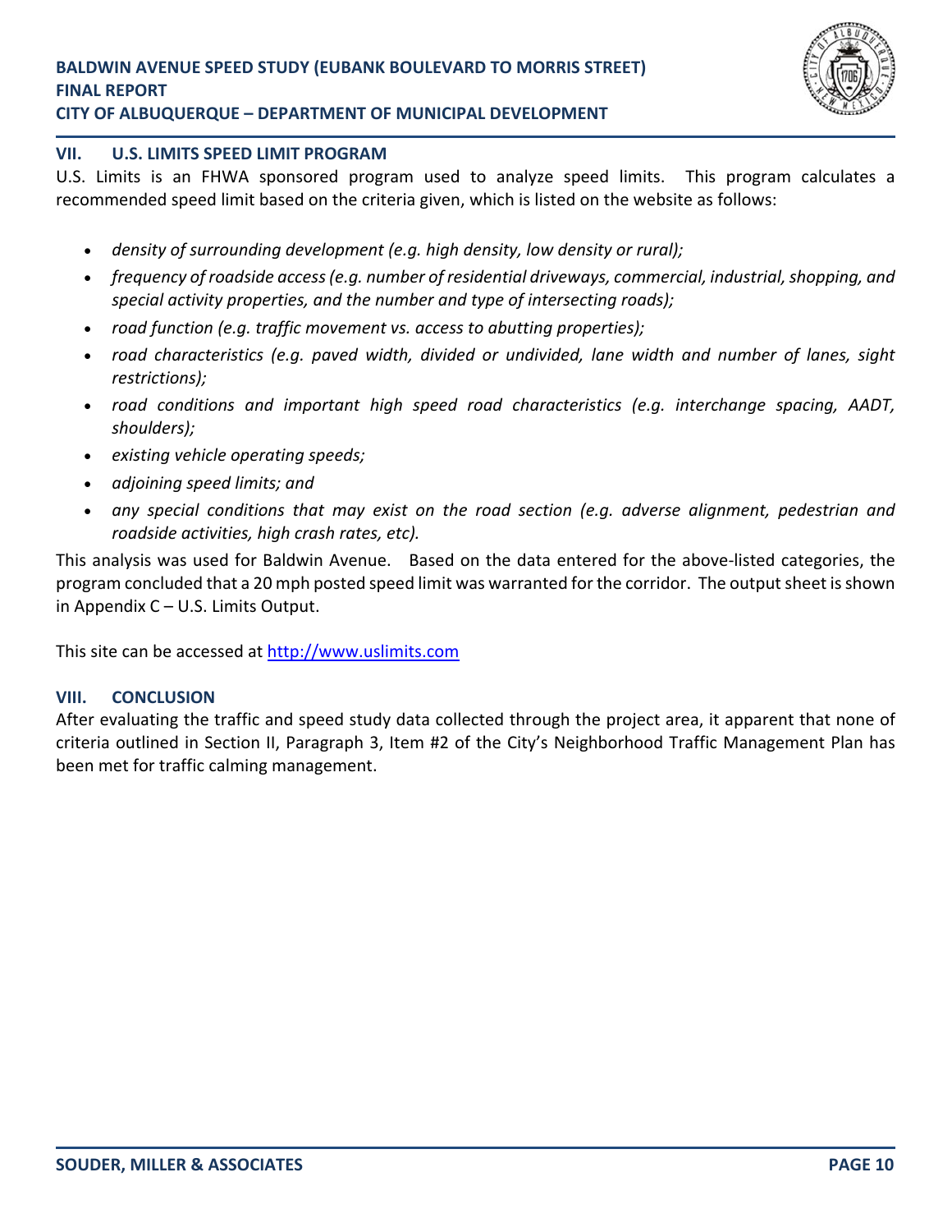## VII. U.S. LIMITS SPEED LIMIT PROGRAM

U.S. Limits is an FHWA sponsored program used to analyze speed limits. This program calculates a recommended speed limit based on the criteria given, which is listed on the website as follows:

- *density of surrounding development (e.g. high density, low density or rural);*
- *frequency of roadside access (e.g. number of residential driveways, commercial, industrial, shopping, and special activity properties, and the number and type of intersecting roads);*
- *road function (e.g. traffic movement vs. access to abutting properties);*
- *road characteristics (e.g. paved width, divided or undivided, lane width and number of lanes, sight restrictions);*
- *road conditions and important high speed road characteristics (e.g. interchange spacing, AADT, shoulders);*
- *existing vehicle operating speeds;*
- *adjoining speed limits; and*
- *any special conditions that may exist on the road section (e.g. adverse alignment, pedestrian and roadside activities, high crash rates, etc).*

This analysis was used for Baldwin Avenue. Based on the data entered for the above-listed categories, the program concluded that a 20 mph posted speed limit was warranted for the corridor. The output sheet is shown in Appendix C – U.S. Limits Output.

This site can be accessed at [http://www.uslimits.com](http://www.uslimits.com)

## VIII. CONCLUSION

After evaluating the traffic and speed study data collected through the project area, it apparent that none of criteria outlined in Section II, Paragraph 3, Item #2 of the City's Neighborhood Traffic Management Plan has been met for traffic calming management.